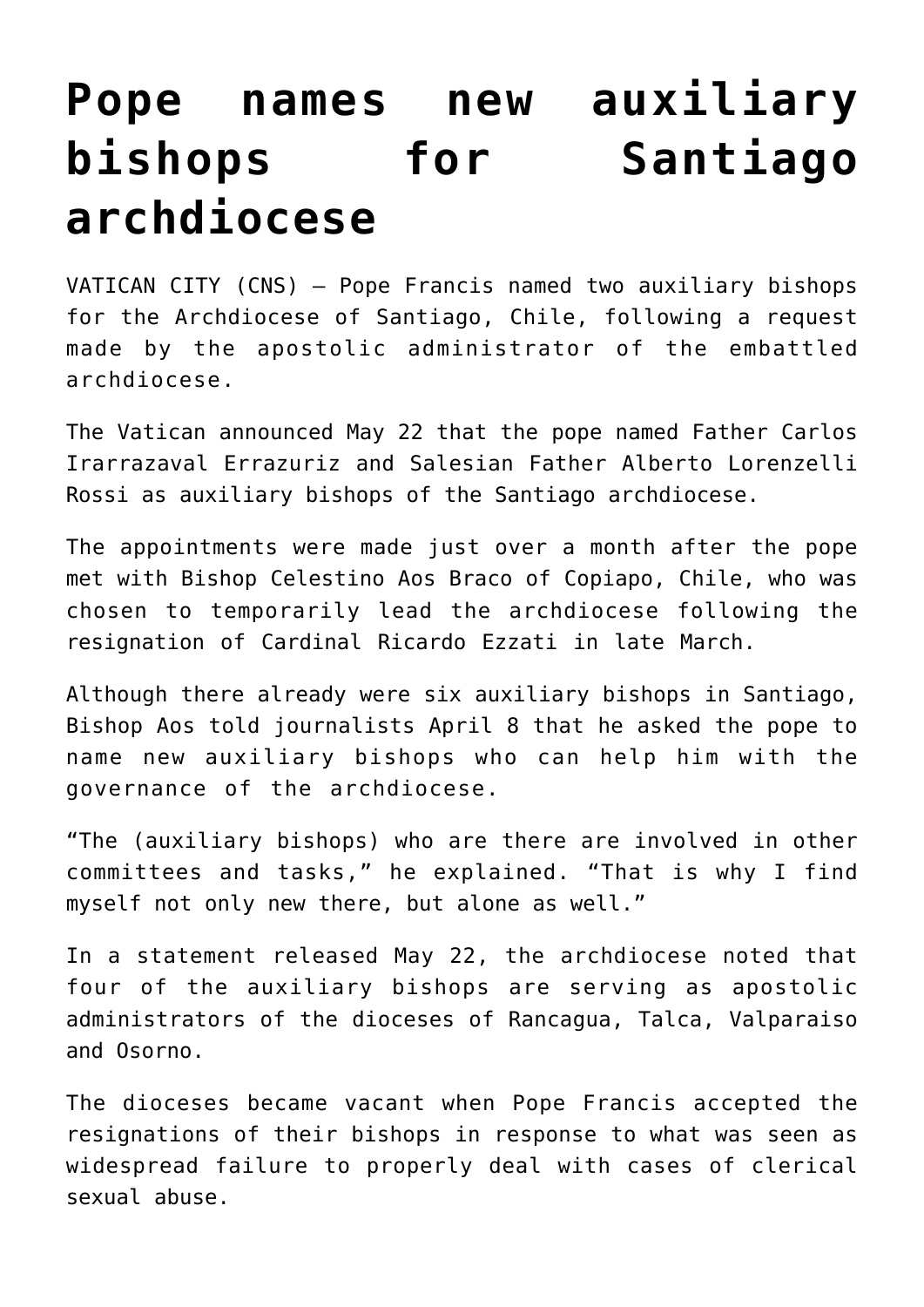# Pope names new auxiliary bishops for Santiago archdiocese

VATICAN CITY (CNS) — Pope Francis named two auxiliary bishops for the Archdiocese of Santiago, Chile, following a request made by the apostolic administrator of the embattled archdiocese.

The Vatican announced May 22 that the pope named Father Carlos Irarrazaval Errazuriz and Salesian Father Alberto Lorenzelli Rossi as auxiliary bishops of the Santiago archdiocese.

The appointments were made just over a month after the pope met with Bishop Celestino Aos Braco of Copiapo, Chile, who was chosen to temporarily lead the archdiocese following the resignation of Cardinal Ricardo Ezzati in late March.

Although there already were six auxiliary bishops in Santiago, Bishop Aos told journalists April 8 that he asked the pope to name new auxiliary bishops who can help him with the governance of the archdiocese.

"The (auxiliary bishops) who are there are involved in other committees and tasks," he explained. "That is why I find myself not only new there, but alone as well."

In a statement released May 22, the archdiocese noted that four of the auxiliary bishops are serving as apostolic administrators of the dioceses of Rancagua, Talca, Valparaiso and Osorno.

The dioceses became vacant when Pope Francis accepted the resignations of their bishops in response to what was seen as widespread failure to properly deal with cases of clerical sexual abuse.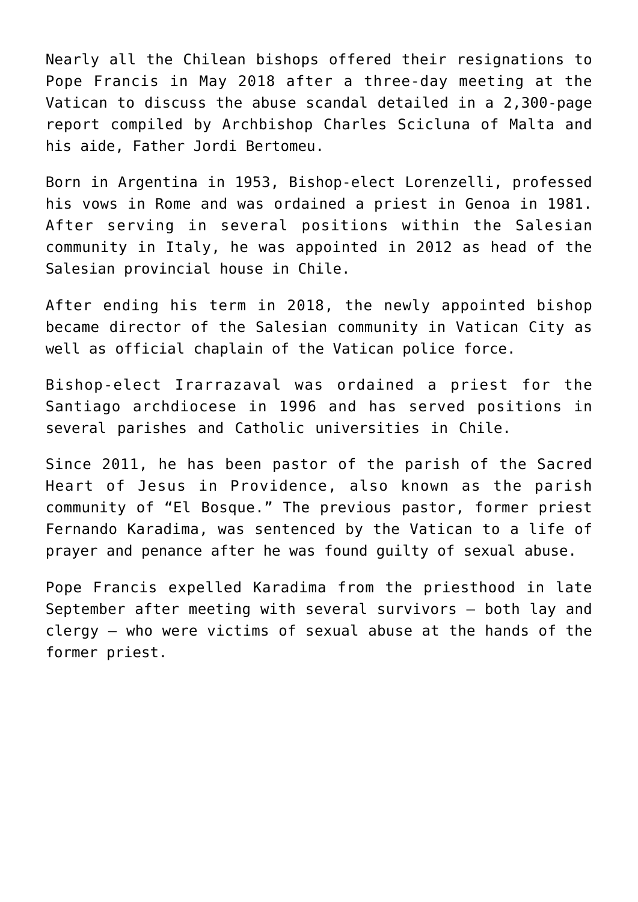Nearly all the Chilean bishops offered their resignations to Pope Francis in May 2018 after a three-day meeting at the Vatican to discuss the abuse scandal detailed in a 2,300-page report compiled by Archbishop Charles Scicluna of Malta and his aide, Father Jordi Bertomeu.

Born in Argentina in 1953, Bishop-elect Lorenzelli, professed his vows in Rome and was ordained a priest in Genoa in 1981. After serving in several positions within the Salesian community in Italy, he was appointed in 2012 as head of the Salesian provincial house in Chile.

After ending his term in 2018, the newly appointed bishop became director of the Salesian community in Vatican City as well as official chaplain of the Vatican police force.

Bishop-elect Irarrazaval was ordained a priest for the Santiago archdiocese in 1996 and has served positions in several parishes and Catholic universities in Chile.

Since 2011, he has been pastor of the parish of the Sacred Heart of Jesus in Providence, also known as the parish community of "El Bosque." The previous pastor, former priest Fernando Karadima, was sentenced by the Vatican to a life of prayer and penance after he was found guilty of sexual abuse.

Pope Francis expelled Karadima from the priesthood in late September after meeting with several survivors — both lay and clergy — who were victims of sexual abuse at the hands of the former priest.